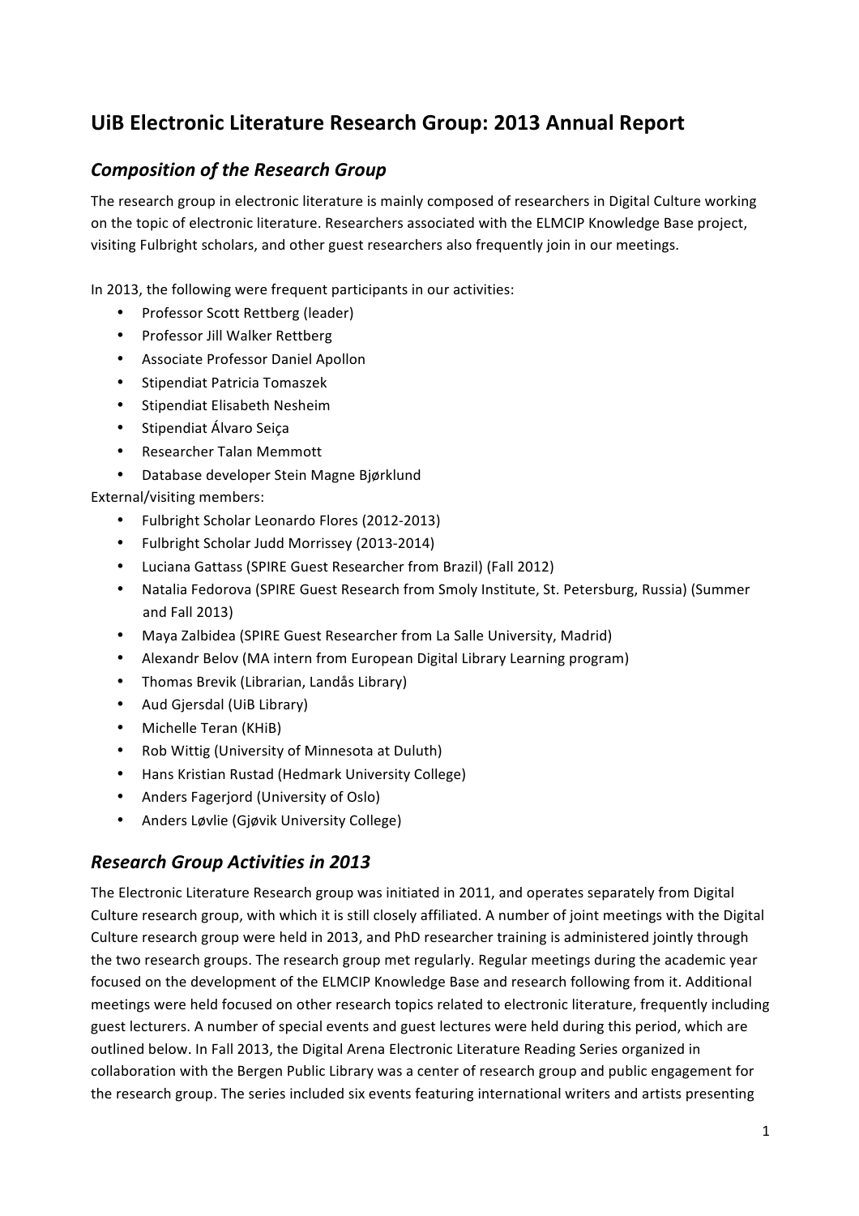# UiB Electronic Literature Research Group: 2013 Annual Report

## *Composition of the Research Group*

The research group in electronic literature is mainly composed of researchers in Digital Culture working on the topic of electronic literature. Researchers associated with the ELMCIP Knowledge Base project, visiting Fulbright scholars, and other guest researchers also frequently join in our meetings.

In 2013, the following were frequent participants in our activities:

- Professor Scott Rettberg (leader)
- Professor Jill Walker Rettberg
- Associate Professor Daniel Apollon
- Stipendiat Patricia Tomaszek
- Stipendiat Elisabeth Nesheim
- Stipendiat Álvaro Seiça
- Researcher Talan Memmott
- Database developer Stein Magne Bjørklund

External/visiting members:

- Fulbright Scholar Leonardo Flores (2012-2013)
- Fulbright Scholar Judd Morrissey (2013-2014)
- Luciana Gattass (SPIRE Guest Researcher from Brazil) (Fall 2012)
- Natalia Fedorova (SPIRE Guest Research from Smoly Institute, St. Petersburg, Russia) (Summer and Fall 2013)
- Maya Zalbidea (SPIRE Guest Researcher from La Salle University, Madrid)
- Alexandr Belov (MA intern from European Digital Library Learning program)
- Thomas Brevik (Librarian, Landås Library)
- Aud Gjersdal (UiB Library)
- Michelle Teran (KHiB)
- Rob Wittig (University of Minnesota at Duluth)
- Hans Kristian Rustad (Hedmark University College)
- Anders Fagerjord (University of Oslo)
- Anders Løvlie (Gjøvik University College)

## *Research Group Activities in 2013*

The Electronic Literature Research group was initiated in 2011, and operates separately from Digital Culture research group, with which it is still closely affiliated. A number of joint meetings with the Digital Culture research group were held in 2013, and PhD researcher training is administered jointly through the two research groups. The research group met regularly. Regular meetings during the academic year focused on the development of the ELMCIP Knowledge Base and research following from it. Additional meetings were held focused on other research topics related to electronic literature, frequently including guest lecturers. A number of special events and guest lectures were held during this period, which are outlined below. In Fall 2013, the Digital Arena Electronic Literature Reading Series organized in collaboration with the Bergen Public Library was a center of research group and public engagement for the research group. The series included six events featuring international writers and artists presenting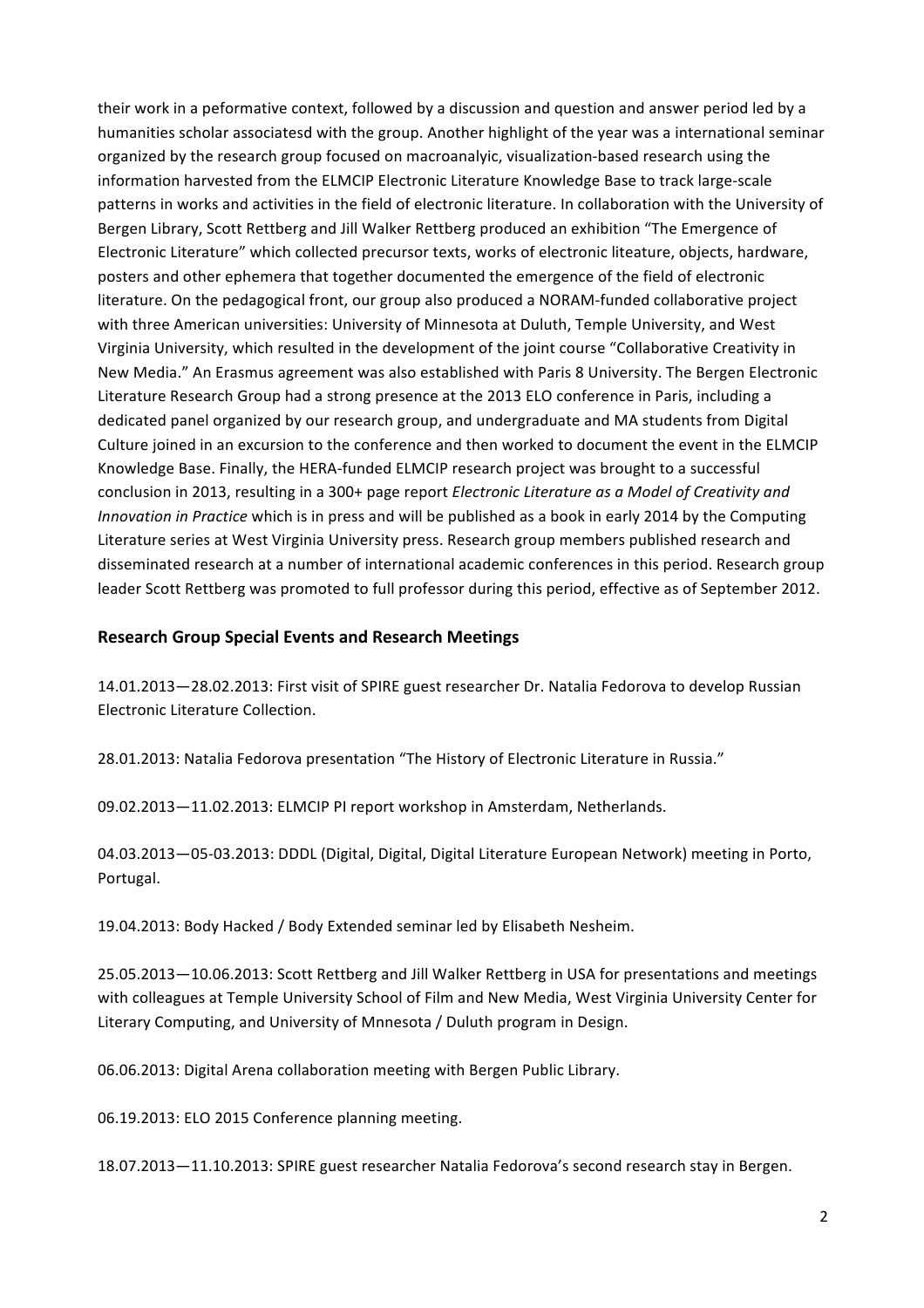their work in a peformative context, followed by a discussion and question and answer period led by a humanities scholar associatesd with the group. Another highlight of the year was a international seminar organized by the research group focused on macroanalyic, visualization-based research using the information harvested from the ELMCIP Electronic Literature Knowledge Base to track large-scale patterns in works and activities in the field of electronic literature. In collaboration with the University of Bergen Library, Scott Rettberg and Jill Walker Rettberg produced an exhibition "The Emergence of Electronic Literature" which collected precursor texts, works of electronic liteature, objects, hardware, posters and other ephemera that together documented the emergence of the field of electronic literature. On the pedagogical front, our group also produced a NORAM-funded collaborative project with three American universities: University of Minnesota at Duluth, Temple University, and West Virginia University, which resulted in the development of the joint course "Collaborative Creativity in New Media." An Erasmus agreement was also established with Paris 8 University. The Bergen Electronic Literature Research Group had a strong presence at the 2013 ELO conference in Paris, including a dedicated panel organized by our research group, and undergraduate and MA students from Digital Culture joined in an excursion to the conference and then worked to document the event in the ELMCIP Knowledge Base. Finally, the HERA-funded ELMCIP research project was brought to a successful conclusion in 2013, resulting in a 300+ page report *Electronic Literature as a Model of Creativity and Innovation in Practice* which is in press and will be published as a book in early 2014 by the Computing Literature series at West Virginia University press. Research group members published research and disseminated research at a number of international academic conferences in this period. Research group leader Scott Rettberg was promoted to full professor during this period, effective as of September 2012.

## Research Group Special Events and Research Meetings

14.01.2013—28.02.2013: First visit of SPIRE guest researcher Dr. Natalia Fedorova to develop Russian Electronic Literature Collection.

28.01.2013: Natalia Fedorova presentation "The History of Electronic Literature in Russia."

09.02.2013—11.02.2013: ELMCIP PI report workshop in Amsterdam, Netherlands.

04.03.2013—05-03.2013: DDDL (Digital, Digital, Digital Literature European Network) meeting in Porto, Portugal.

19.04.2013: Body Hacked / Body Extended seminar led by Elisabeth Nesheim.

25.05.2013—10.06.2013: Scott Rettberg and Jill Walker Rettberg in USA for presentations and meetings with colleagues at Temple University School of Film and New Media, West Virginia University Center for Literary Computing, and University of Mnnesota / Duluth program in Design.

06.06.2013: Digital Arena collaboration meeting with Bergen Public Library.

06.19.2013: ELO 2015 Conference planning meeting.

18.07.2013—11.10.2013: SPIRE guest researcher Natalia Fedorova's second research stay in Bergen.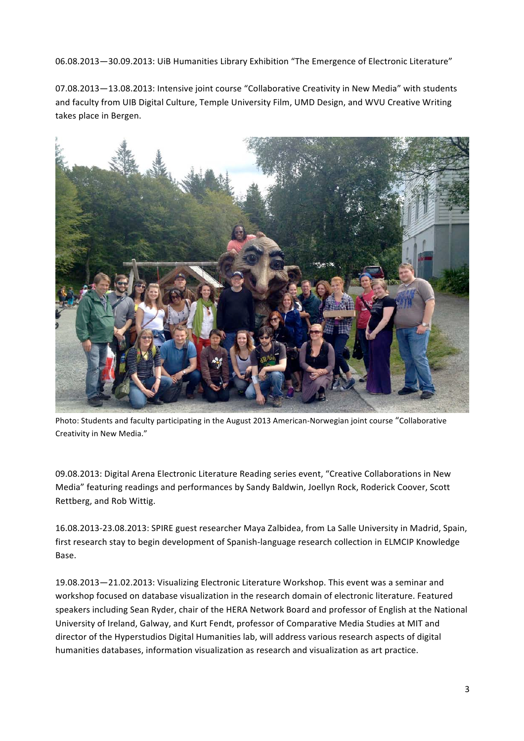06.08.2013—30.09.2013: UiB Humanities Library Exhibition "The Emergence of Electronic Literature"

07.08.2013—13.08.2013: Intensive joint course "Collaborative Creativity in New Media" with students and faculty from UIB Digital Culture, Temple University Film, UMD Design, and WVU Creative Writing takes place in Bergen.

Photo: Students and faculty participating in the August 2013 American-Norwegian joint course "Collaborative Creativity in New Media."

09.08.2013: Digital Arena Electronic Literature Reading series event, "Creative Collaborations in New Media" featuring readings and performances by Sandy Baldwin, Joellyn Rock, Roderick Coover, Scott Rettberg, and Rob Wittig.

16.08.2013-23.08.2013: SPIRE guest researcher Maya Zalbidea, from La Salle University in Madrid, Spain, first research stay to begin development of Spanish-language research collection in ELMCIP Knowledge Base.

19.08.2013—21.02.2013: Visualizing Electronic Literature Workshop. This event was a seminar and workshop focused on database visualization in the research domain of electronic literature. Featured speakers including Sean Ryder, chair of the HERA Network Board and professor of English at the National University of Ireland, Galway, and Kurt Fendt, professor of Comparative Media Studies at MIT and director of the Hyperstudios Digital Humanities lab, will address various research aspects of digital humanities databases, information visualization as research and visualization as art practice.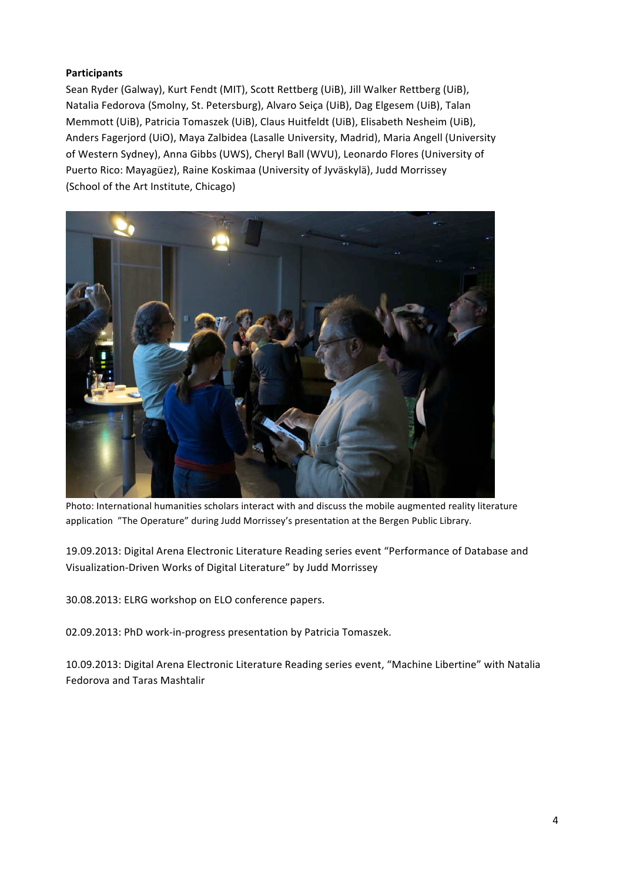**Participants**

Sean Ryder (Galway), Kurt Fendt (MIT), Scott Rettberg (UiB), Jill Walker Rettberg (UiB), Natalia Fedorova (Smolny, St. Petersburg), Alvaro Seiça (UiB), Dag Elgesem (UiB), Talan Memmott (UiB), Patricia Tomaszek (UiB), Claus Huitfeldt (UiB), Elisabeth Nesheim (UiB), Anders Fagerjord (UiO), Maya Zalbidea (Lasalle University, Madrid), Maria Angell (University of Western Sydney), Anna Gibbs (UWS), Cheryl Ball (WVU), Leonardo Flores (University of Puerto Rico: Mayagüez), Raine Koskimaa (University of Jyväskylä), Judd Morrissey (School of the Art Institute, Chicago)

Photo: International humanities scholars interact with and discuss the mobile augmented reality literature application "The Operature" during Judd Morrissey's presentation at the Bergen Public Library.

19.09.2013: Digital Arena Electronic Literature Reading series event "Performance of Database and Visualization-Driven Works of Digital Literature" by Judd Morrissey

30.08.2013: ELRG workshop on ELO conference papers.

02.09.2013: PhD work-in-progress presentation by Patricia Tomaszek.

10.09.2013: Digital Arena Electronic Literature Reading series event, "Machine Libertine" with Natalia Fedorova and Taras Mashtalir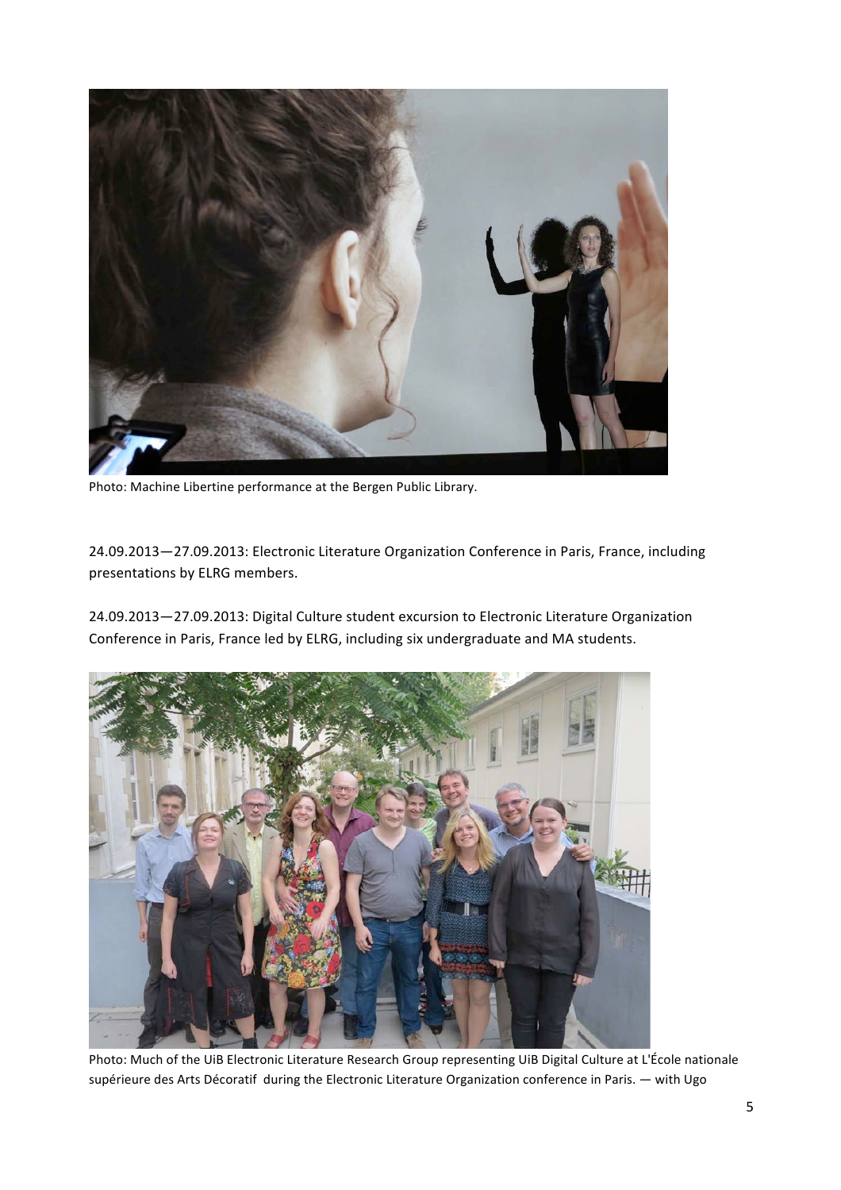Photo: Machine Libertine performance at the Bergen Public Library.

24.09.2013—27.09.2013: Electronic Literature Organization Conference in Paris, France, including presentations by ELRG members.

24.09.2013—27.09.2013: Digital Culture student excursion to Electronic Literature Organization Conference in Paris, France led by ELRG, including six undergraduate and MA students.

Photo: Much of the UiB Electronic Literature Research Group representing UiB Digital Culture at L'École nationale supérieure des Arts Décoratif during the Electronic Literature Organization conference in Paris. — with Ugo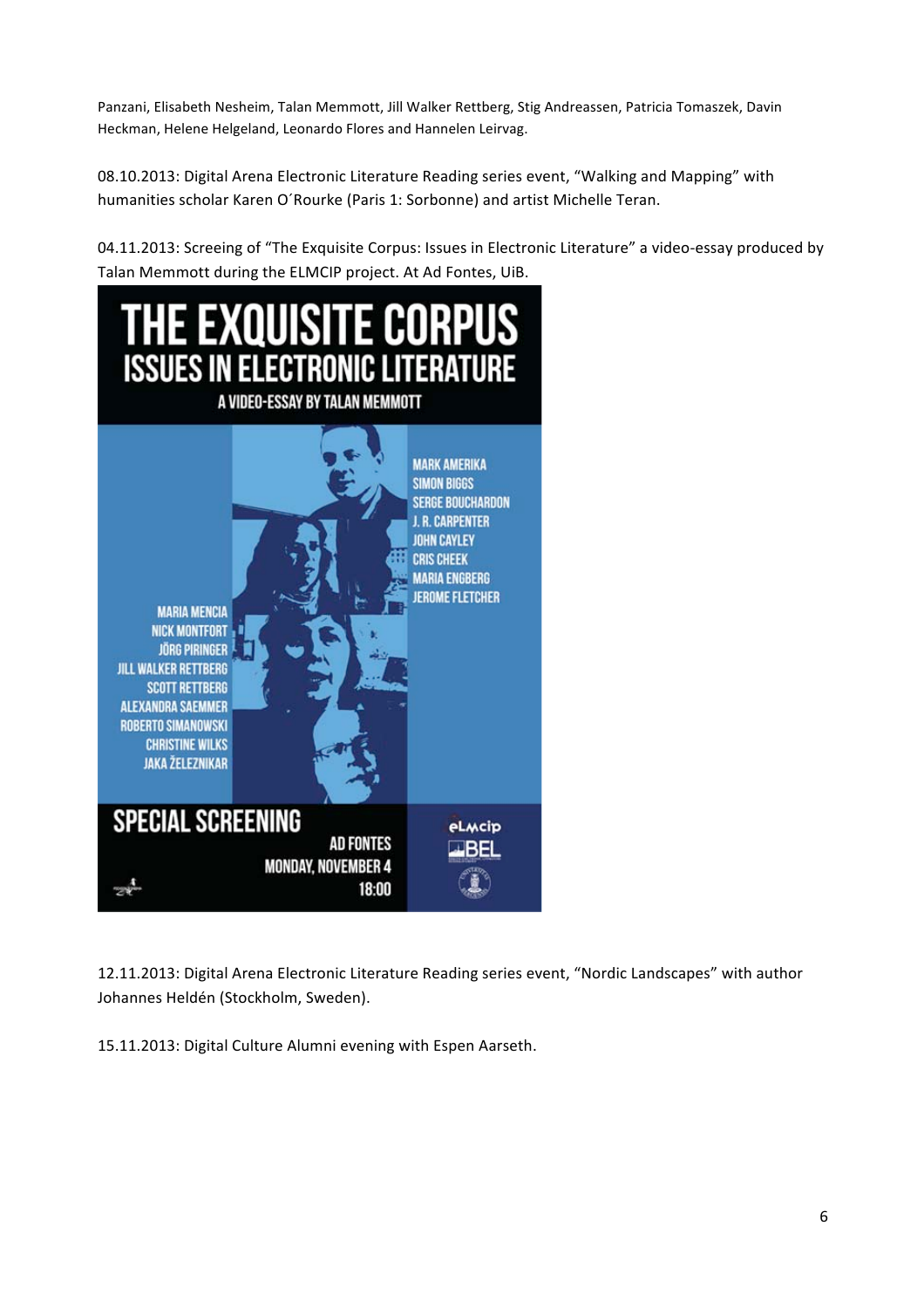Panzani, Elisabeth Nesheim, Talan Memmott, Jill Walker Rettberg, Stig Andreassen, Patricia Tomaszek, Davin Heckman, Helene Helgeland, Leonardo Flores and Hannelen Leirvag.

08.10.2013: Digital Arena Electronic Literature Reading series event, "Walking and Mapping" with humanities scholar Karen O´Rourke (Paris 1: Sorbonne) and artist Michelle Teran.

04.11.2013: Screeing of "The Exquisite Corpus: Issues in Electronic Literature" a video-essay produced by Talan Memmott during the ELMCIP project. At Ad Fontes, UiB.

THE EXQUISITE CORPUS
ISSUES IN ELECTRONIC LITERATURE
A VIDEO-ESSAY BY TALAN MEMMOTT

MARK AMERIKA
SIMON BIGGS
SERGE BOUCHARDON
J. R. CARPENTER
JOHN CAYLEY
CRIS CHEEK
MARIA ENGBERG
JEROME FLETCHER

MARIA MENCIA
NICK MONTFORT
JÖRG PIRINGER
JILL WALKER RETTBERG
SCOTT RETTBERG
ALEXANDRA SAEMMER
ROBERTO SIMANOWSKI
CHRISTINE WILKS
JAKA ŽELEZNIKAR

SPECIAL SCREENING
AD FONTES
MONDAY, NOVEMBER 4
18:00

eLMCIP
BEL

12.11.2013: Digital Arena Electronic Literature Reading series event, "Nordic Landscapes" with author Johannes Heldén (Stockholm, Sweden).

15.11.2013: Digital Culture Alumni evening with Espen Aarseth.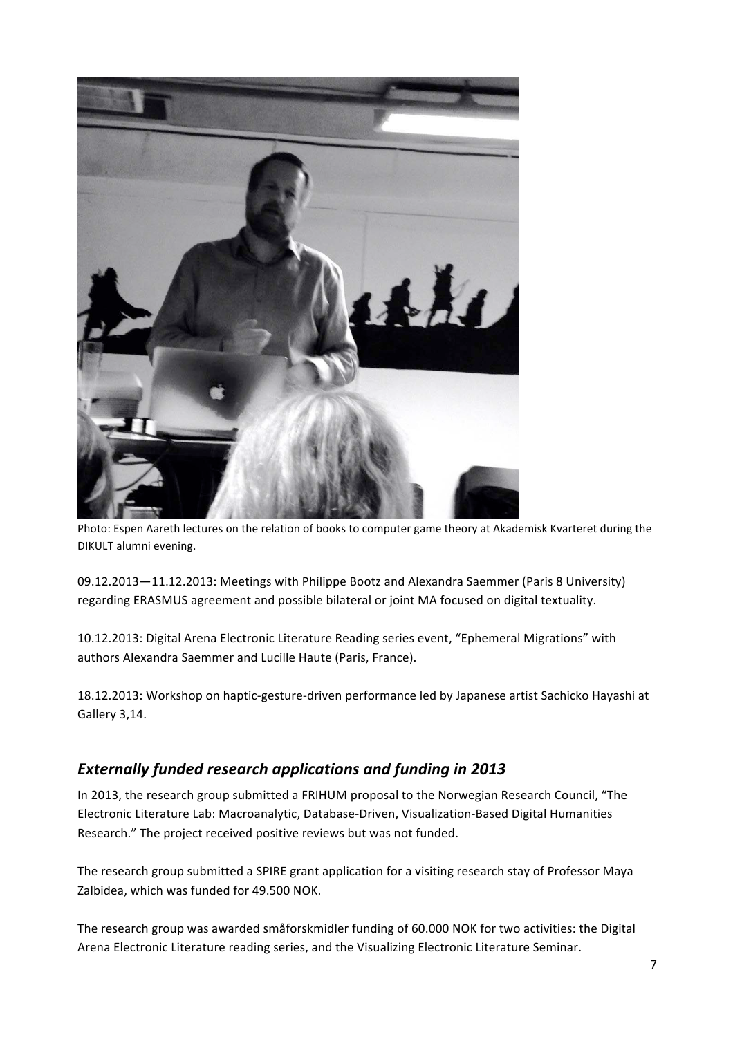Photo: Espen Aareth lectures on the relation of books to computer game theory at Akademisk Kvarteret during the DIKULT alumni evening.

09.12.2013—11.12.2013: Meetings with Philippe Bootz and Alexandra Saemmer (Paris 8 University) regarding ERASMUS agreement and possible bilateral or joint MA focused on digital textuality.

10.12.2013: Digital Arena Electronic Literature Reading series event, "Ephemeral Migrations" with authors Alexandra Saemmer and Lucille Haute (Paris, France).

18.12.2013: Workshop on haptic-gesture-driven performance led by Japanese artist Sachicko Hayashi at Gallery 3,14.

## *Externally funded research applications and funding in 2013*

In 2013, the research group submitted a FRIHUM proposal to the Norwegian Research Council, "The Electronic Literature Lab: Macroanalytic, Database-Driven, Visualization-Based Digital Humanities Research." The project received positive reviews but was not funded.

The research group submitted a SPIRE grant application for a visiting research stay of Professor Maya Zalbidea, which was funded for 49.500 NOK.

The research group was awarded småforskmidler funding of 60.000 NOK for two activities: the Digital Arena Electronic Literature reading series, and the Visualizing Electronic Literature Seminar.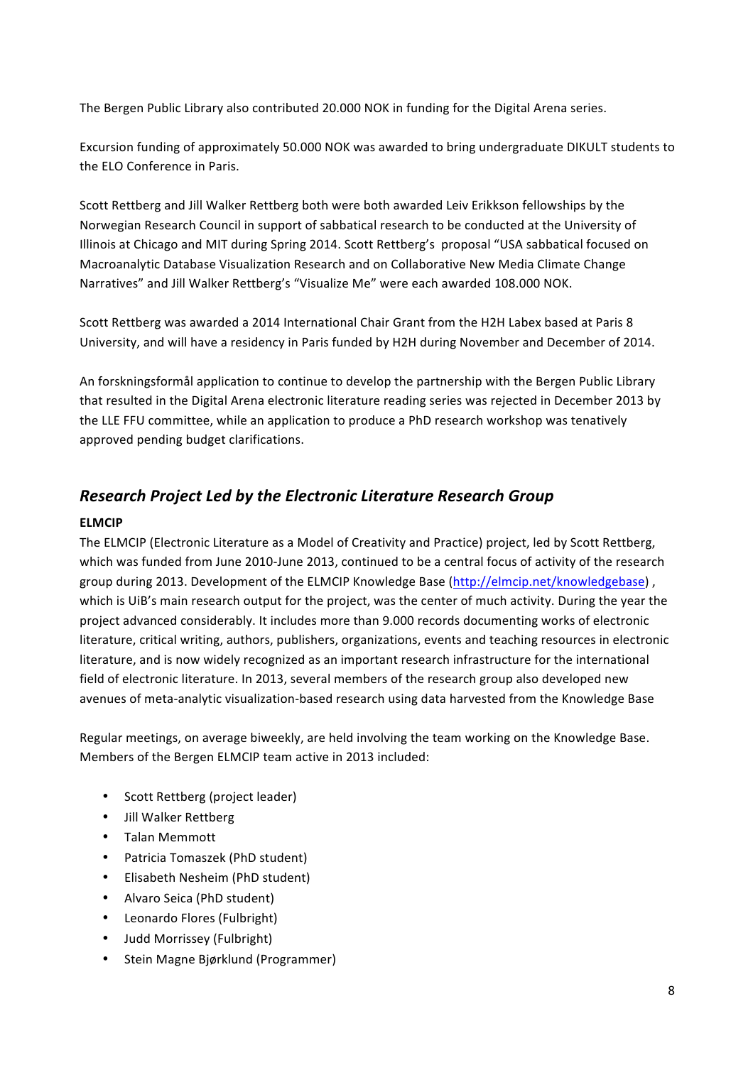The Bergen Public Library also contributed 20.000 NOK in funding for the Digital Arena series.

Excursion funding of approximately 50.000 NOK was awarded to bring undergraduate DIKULT students to the ELO Conference in Paris.

Scott Rettberg and Jill Walker Rettberg both were both awarded Leiv Erikkson fellowships by the Norwegian Research Council in support of sabbatical research to be conducted at the University of Illinois at Chicago and MIT during Spring 2014. Scott Rettberg's proposal "USA sabbatical focused on Macroanalytic Database Visualization Research and on Collaborative New Media Climate Change Narratives" and Jill Walker Rettberg's "Visualize Me" were each awarded 108.000 NOK.

Scott Rettberg was awarded a 2014 International Chair Grant from the H2H Labex based at Paris 8 University, and will have a residency in Paris funded by H2H during November and December of 2014.

An forskningsformål application to continue to develop the partnership with the Bergen Public Library that resulted in the Digital Arena electronic literature reading series was rejected in December 2013 by the LLE FFU committee, while an application to produce a PhD research workshop was tenatively approved pending budget clarifications.

## *Research Project Led by the Electronic Literature Research Group*

**ELMCIP**

The ELMCIP (Electronic Literature as a Model of Creativity and Practice) project, led by Scott Rettberg, which was funded from June 2010-June 2013, continued to be a central focus of activity of the research group during 2013. Development of the ELMCIP Knowledge Base (http://elmcip.net/knowledgebase) , which is UiB's main research output for the project, was the center of much activity. During the year the project advanced considerably. It includes more than 9.000 records documenting works of electronic literature, critical writing, authors, publishers, organizations, events and teaching resources in electronic literature, and is now widely recognized as an important research infrastructure for the international field of electronic literature. In 2013, several members of the research group also developed new avenues of meta-analytic visualization-based research using data harvested from the Knowledge Base

Regular meetings, on average biweekly, are held involving the team working on the Knowledge Base. Members of the Bergen ELMCIP team active in 2013 included:

- Scott Rettberg (project leader)
- Jill Walker Rettberg
- Talan Memmott
- Patricia Tomaszek (PhD student)
- Elisabeth Nesheim (PhD student)
- Alvaro Seica (PhD student)
- Leonardo Flores (Fulbright)
- Judd Morrissey (Fulbright)
- Stein Magne Bjørklund (Programmer)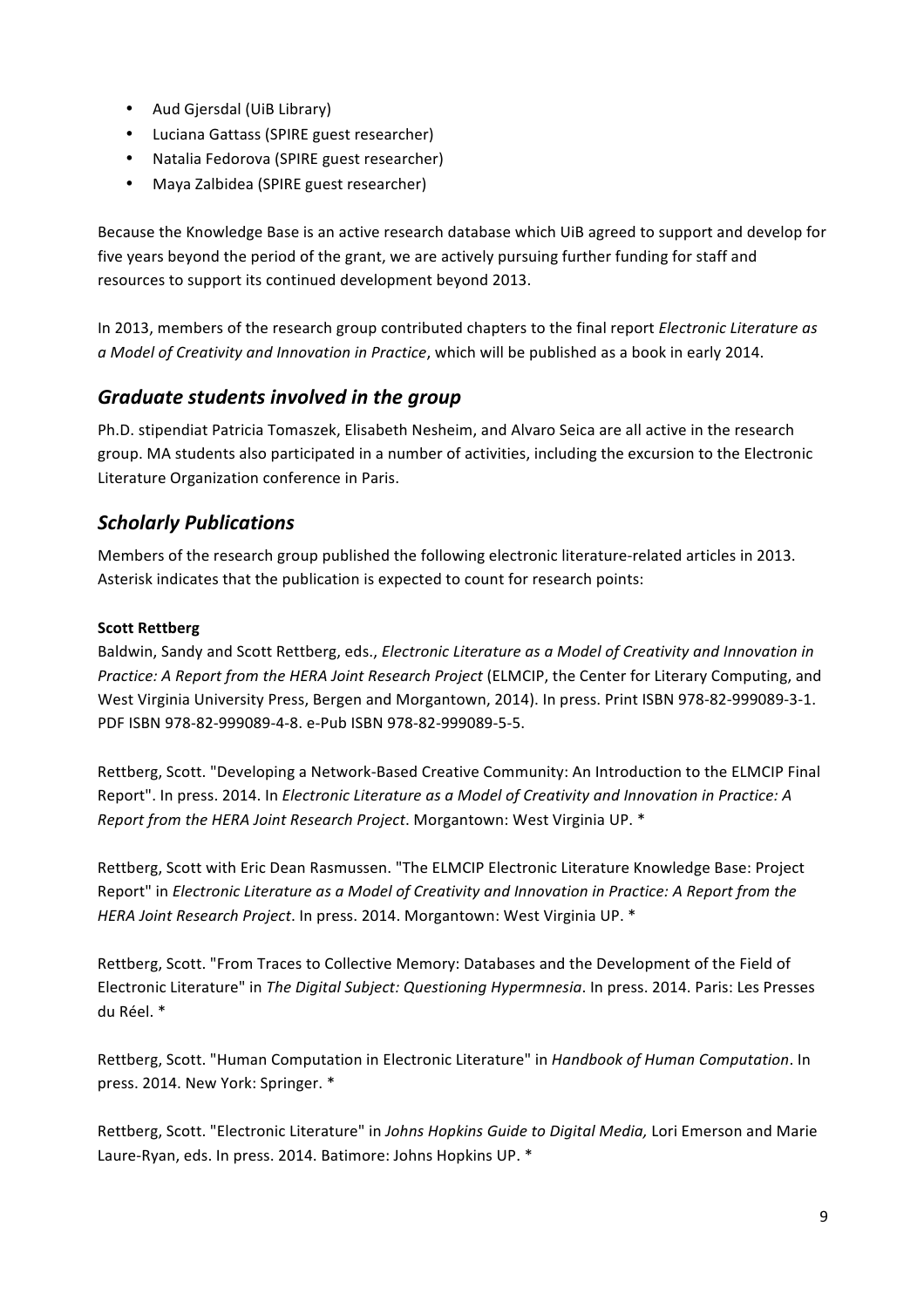- Aud Gjersdal (UiB Library)
- Luciana Gattass (SPIRE guest researcher)
- Natalia Fedorova (SPIRE guest researcher)
- Maya Zalbidea (SPIRE guest researcher)

Because the Knowledge Base is an active research database which UiB agreed to support and develop for five years beyond the period of the grant, we are actively pursuing further funding for staff and resources to support its continued development beyond 2013.

In 2013, members of the research group contributed chapters to the final report *Electronic Literature as a Model of Creativity and Innovation in Practice*, which will be published as a book in early 2014.

## *Graduate students involved in the group*

Ph.D. stipendiat Patricia Tomaszek, Elisabeth Nesheim, and Alvaro Seica are all active in the research group. MA students also participated in a number of activities, including the excursion to the Electronic Literature Organization conference in Paris.

## *Scholarly Publications*

Members of the research group published the following electronic literature-related articles in 2013. Asterisk indicates that the publication is expected to count for research points:

**Scott Rettberg**

Baldwin, Sandy and Scott Rettberg, eds., *Electronic Literature as a Model of Creativity and Innovation in Practice: A Report from the HERA Joint Research Project* (ELMCIP, the Center for Literary Computing, and West Virginia University Press, Bergen and Morgantown, 2014). In press. Print ISBN 978-82-999089-3-1. PDF ISBN 978-82-999089-4-8. e-Pub ISBN 978-82-999089-5-5.

Rettberg, Scott. "Developing a Network-Based Creative Community: An Introduction to the ELMCIP Final Report". In press. 2014. In *Electronic Literature as a Model of Creativity and Innovation in Practice: A Report from the HERA Joint Research Project*. Morgantown: West Virginia UP. *

Rettberg, Scott with Eric Dean Rasmussen. "The ELMCIP Electronic Literature Knowledge Base: Project Report" in *Electronic Literature as a Model of Creativity and Innovation in Practice: A Report from the HERA Joint Research Project*. In press. 2014. Morgantown: West Virginia UP. *

Rettberg, Scott. "From Traces to Collective Memory: Databases and the Development of the Field of Electronic Literature" in *The Digital Subject: Questioning Hypermnesia*. In press. 2014. Paris: Les Presses du Réel. *

Rettberg, Scott. "Human Computation in Electronic Literature" in *Handbook of Human Computation*. In press. 2014. New York: Springer. *

Rettberg, Scott. "Electronic Literature" in *Johns Hopkins Guide to Digital Media,* Lori Emerson and Marie Laure-Ryan, eds. In press. 2014. Batimore: Johns Hopkins UP. *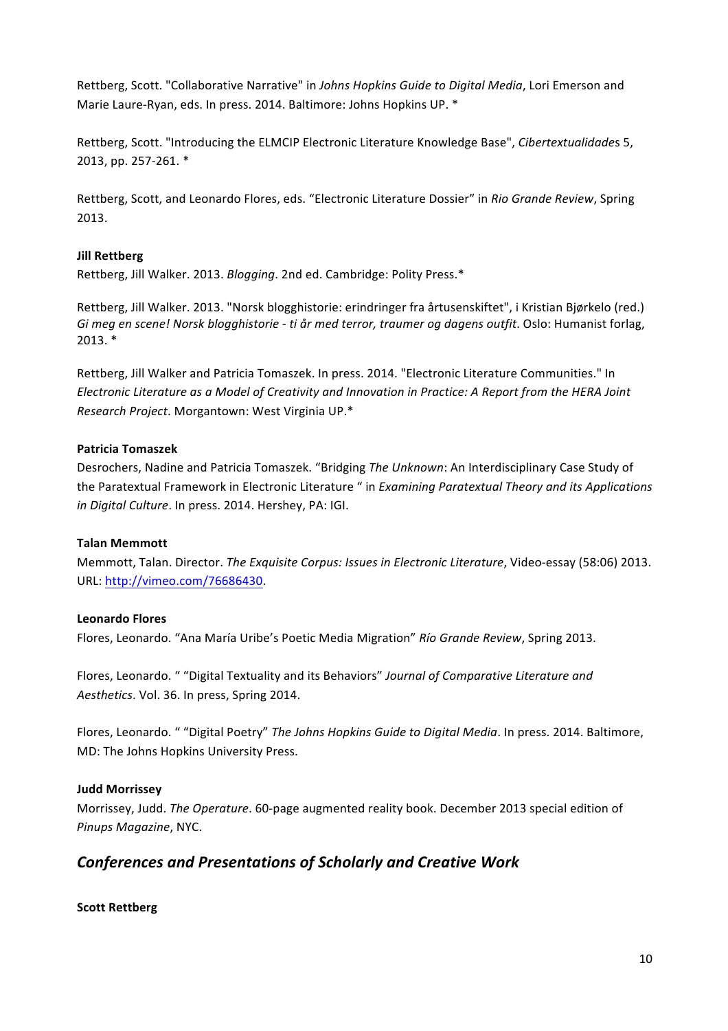Rettberg, Scott. "Collaborative Narrative" in *Johns Hopkins Guide to Digital Media*, Lori Emerson and Marie Laure-Ryan, eds. In press. 2014. Baltimore: Johns Hopkins UP. *

Rettberg, Scott. "Introducing the ELMCIP Electronic Literature Knowledge Base", *Cibertextualidades* 5, 2013, pp. 257-261. *

Rettberg, Scott, and Leonardo Flores, eds. "Electronic Literature Dossier" in *Rio Grande Review*, Spring 2013.

**Jill Rettberg**

Rettberg, Jill Walker. 2013. *Blogging*. 2nd ed. Cambridge: Polity Press.*

Rettberg, Jill Walker. 2013. "Norsk blogghistorie: erindringer fra årtusenskiftet", i Kristian Bjørkelo (red.) *Gi meg en scene! Norsk blogghistorie - ti år med terror, traumer og dagens outfit*. Oslo: Humanist forlag, 2013. *

Rettberg, Jill Walker and Patricia Tomaszek. In press. 2014. "Electronic Literature Communities." In *Electronic Literature as a Model of Creativity and Innovation in Practice: A Report from the HERA Joint Research Project*. Morgantown: West Virginia UP.*

**Patricia Tomaszek**

Desrochers, Nadine and Patricia Tomaszek. "Bridging *The Unknown*: An Interdisciplinary Case Study of the Paratextual Framework in Electronic Literature " in *Examining Paratextual Theory and its Applications in Digital Culture*. In press. 2014. Hershey, PA: IGI.

**Talan Memmott**

Memmott, Talan. Director. *The Exquisite Corpus: Issues in Electronic Literature*, Video-essay (58:06) 2013. URL: http://vimeo.com/76686430.

**Leonardo Flores**

Flores, Leonardo. "Ana María Uribe's Poetic Media Migration" *Río Grande Review*, Spring 2013.

Flores, Leonardo. " "Digital Textuality and its Behaviors" *Journal of Comparative Literature and Aesthetics*. Vol. 36. In press, Spring 2014.

Flores, Leonardo. " "Digital Poetry" *The Johns Hopkins Guide to Digital Media*. In press. 2014. Baltimore, MD: The Johns Hopkins University Press.

**Judd Morrissey**

Morrissey, Judd. *The Operature*. 60-page augmented reality book. December 2013 special edition of *Pinups Magazine*, NYC.

## *Conferences and Presentations of Scholarly and Creative Work*

**Scott Rettberg**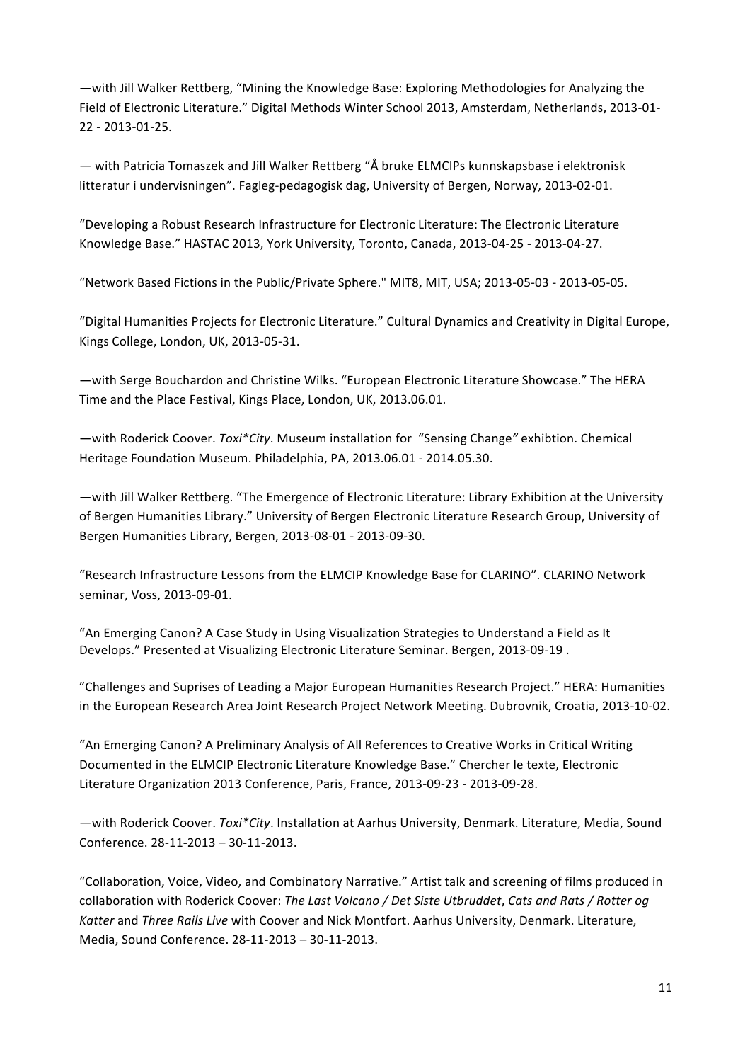—with Jill Walker Rettberg, "Mining the Knowledge Base: Exploring Methodologies for Analyzing the Field of Electronic Literature." Digital Methods Winter School 2013, Amsterdam, Netherlands, 2013-01-22 - 2013-01-25.

— with Patricia Tomaszek and Jill Walker Rettberg "Å bruke ELMCIPs kunnskapsbase i elektronisk litteratur i undervisningen". Fagleg-pedagogisk dag, University of Bergen, Norway, 2013-02-01.

"Developing a Robust Research Infrastructure for Electronic Literature: The Electronic Literature Knowledge Base." HASTAC 2013, York University, Toronto, Canada, 2013-04-25 - 2013-04-27.

"Network Based Fictions in the Public/Private Sphere." MIT8, MIT, USA; 2013-05-03 - 2013-05-05.

"Digital Humanities Projects for Electronic Literature." Cultural Dynamics and Creativity in Digital Europe, Kings College, London, UK, 2013-05-31.

—with Serge Bouchardon and Christine Wilks. "European Electronic Literature Showcase." The HERA Time and the Place Festival, Kings Place, London, UK, 2013.06.01.

—with Roderick Coover. *Toxi*City*. Museum installation for "Sensing Change*"* exhibtion. Chemical Heritage Foundation Museum. Philadelphia, PA, 2013.06.01 - 2014.05.30.

—with Jill Walker Rettberg. "The Emergence of Electronic Literature: Library Exhibition at the University of Bergen Humanities Library." University of Bergen Electronic Literature Research Group, University of Bergen Humanities Library, Bergen, 2013-08-01 - 2013-09-30.

"Research Infrastructure Lessons from the ELMCIP Knowledge Base for CLARINO". CLARINO Network seminar, Voss, 2013-09-01.

"An Emerging Canon? A Case Study in Using Visualization Strategies to Understand a Field as It Develops." Presented at Visualizing Electronic Literature Seminar. Bergen, 2013-09-19 .

"Challenges and Suprises of Leading a Major European Humanities Research Project." HERA: Humanities in the European Research Area Joint Research Project Network Meeting. Dubrovnik, Croatia, 2013-10-02.

"An Emerging Canon? A Preliminary Analysis of All References to Creative Works in Critical Writing Documented in the ELMCIP Electronic Literature Knowledge Base." Chercher le texte, Electronic Literature Organization 2013 Conference, Paris, France, 2013-09-23 - 2013-09-28.

—with Roderick Coover. *Toxi*City*. Installation at Aarhus University, Denmark. Literature, Media, Sound Conference. 28-11-2013 – 30-11-2013.

"Collaboration, Voice, Video, and Combinatory Narrative." Artist talk and screening of films produced in collaboration with Roderick Coover: *The Last Volcano / Det Siste Utbruddet*, *Cats and Rats / Rotter og Katter* and *Three Rails Live* with Coover and Nick Montfort. Aarhus University, Denmark. Literature, Media, Sound Conference. 28-11-2013 – 30-11-2013.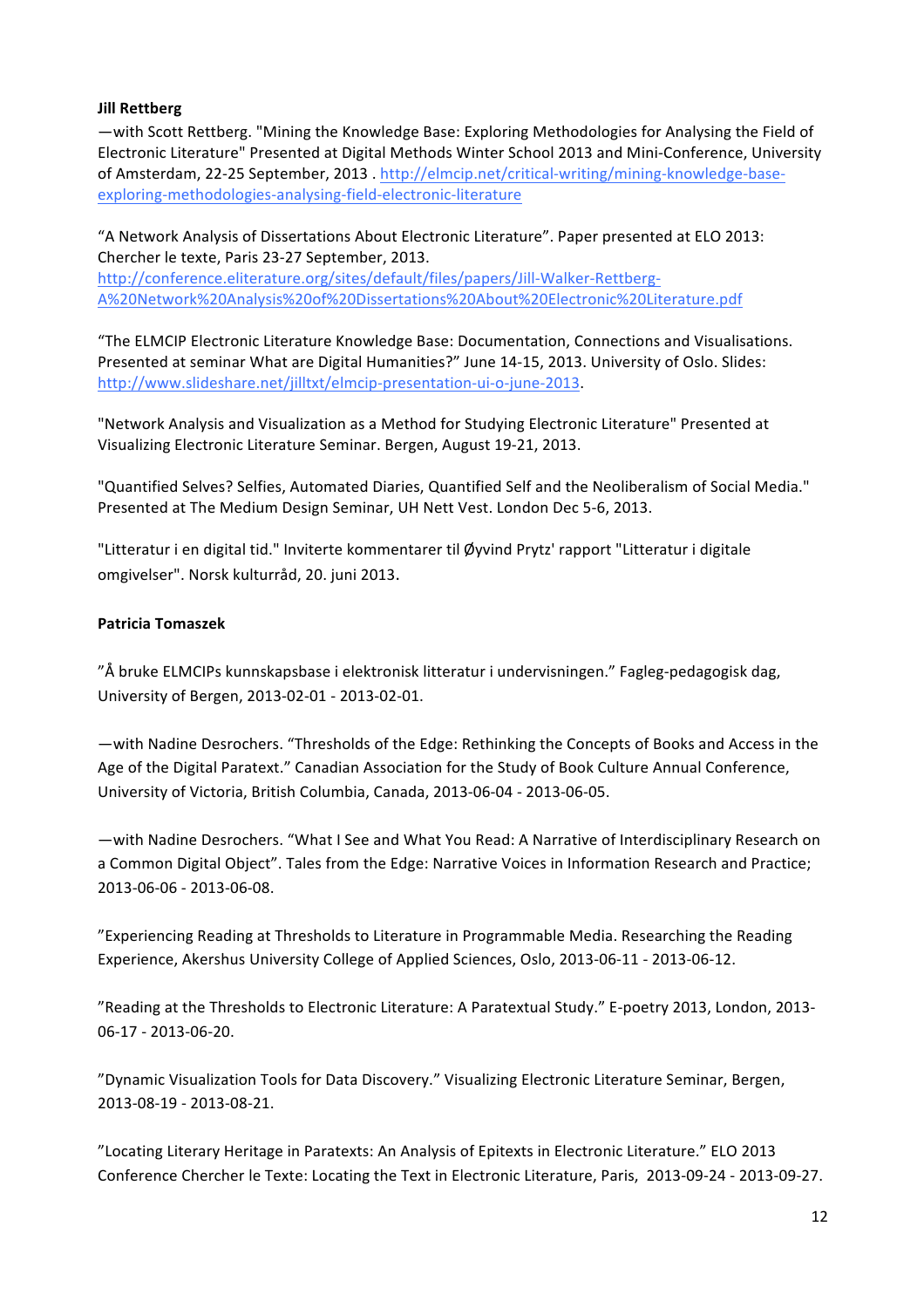**Jill Rettberg**

—with Scott Rettberg. "Mining the Knowledge Base: Exploring Methodologies for Analysing the Field of Electronic Literature" Presented at Digital Methods Winter School 2013 and Mini-Conference, University of Amsterdam, 22-25 September, 2013 . http://elmcip.net/critical-writing/mining-knowledge-base-exploring-methodologies-analysing-field-electronic-literature

"A Network Analysis of Dissertations About Electronic Literature". Paper presented at ELO 2013: Chercher le texte, Paris 23-27 September, 2013. http://conference.eliterature.org/sites/default/files/papers/Jill-Walker-Rettberg-A%20Network%20Analysis%20of%20Dissertations%20About%20Electronic%20Literature.pdf

"The ELMCIP Electronic Literature Knowledge Base: Documentation, Connections and Visualisations. Presented at seminar What are Digital Humanities?" June 14-15, 2013. University of Oslo. Slides: http://www.slideshare.net/jilltxt/elmcip-presentation-ui-o-june-2013.

"Network Analysis and Visualization as a Method for Studying Electronic Literature" Presented at Visualizing Electronic Literature Seminar. Bergen, August 19-21, 2013.

"Quantified Selves? Selfies, Automated Diaries, Quantified Self and the Neoliberalism of Social Media." Presented at The Medium Design Seminar, UH Nett Vest. London Dec 5-6, 2013.

"Litteratur i en digital tid." Inviterte kommentarer til Øyvind Prytz' rapport "Litteratur i digitale omgivelser". Norsk kulturråd, 20. juni 2013.

**Patricia Tomaszek**

"Å bruke ELMCIPs kunnskapsbase i elektronisk litteratur i undervisningen." Fagleg-pedagogisk dag, University of Bergen, 2013-02-01 - 2013-02-01.

—with Nadine Desrochers. "Thresholds of the Edge: Rethinking the Concepts of Books and Access in the Age of the Digital Paratext." Canadian Association for the Study of Book Culture Annual Conference, University of Victoria, British Columbia, Canada, 2013-06-04 - 2013-06-05.

—with Nadine Desrochers. "What I See and What You Read: A Narrative of Interdisciplinary Research on a Common Digital Object". Tales from the Edge: Narrative Voices in Information Research and Practice; 2013-06-06 - 2013-06-08.

"Experiencing Reading at Thresholds to Literature in Programmable Media. Researching the Reading Experience, Akershus University College of Applied Sciences, Oslo, 2013-06-11 - 2013-06-12.

"Reading at the Thresholds to Electronic Literature: A Paratextual Study." E-poetry 2013, London, 2013-06-17 - 2013-06-20.

"Dynamic Visualization Tools for Data Discovery." Visualizing Electronic Literature Seminar, Bergen, 2013-08-19 - 2013-08-21.

"Locating Literary Heritage in Paratexts: An Analysis of Epitexts in Electronic Literature." ELO 2013 Conference Chercher le Texte: Locating the Text in Electronic Literature, Paris, 2013-09-24 - 2013-09-27.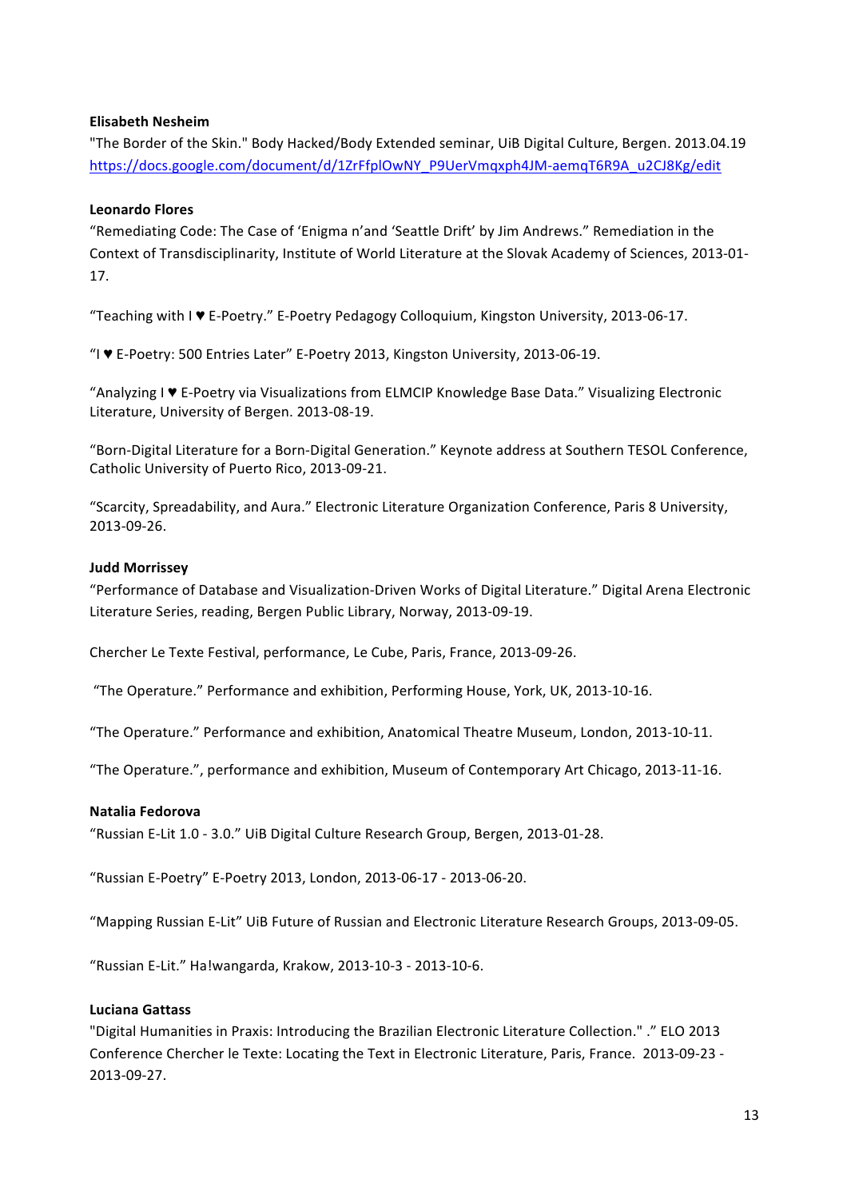**Elisabeth Nesheim**
"The Border of the Skin." Body Hacked/Body Extended seminar, UiB Digital Culture, Bergen. 2013.04.19
https://docs.google.com/document/d/1ZrFfplOwNY_P9UerVmqxph4JM-aemqT6R9A_u2CJ8Kg/edit

**Leonardo Flores**
"Remediating Code: The Case of 'Enigma n'and 'Seattle Drift' by Jim Andrews." Remediation in the Context of Transdisciplinarity, Institute of World Literature at the Slovak Academy of Sciences, 2013-01-17.

"Teaching with I ♥ E-Poetry." E-Poetry Pedagogy Colloquium, Kingston University, 2013-06-17.

"I ♥ E-Poetry: 500 Entries Later" E-Poetry 2013, Kingston University, 2013-06-19.

"Analyzing I ♥ E-Poetry via Visualizations from ELMCIP Knowledge Base Data." Visualizing Electronic Literature, University of Bergen. 2013-08-19.

"Born-Digital Literature for a Born-Digital Generation." Keynote address at Southern TESOL Conference, Catholic University of Puerto Rico, 2013-09-21.

"Scarcity, Spreadability, and Aura." Electronic Literature Organization Conference, Paris 8 University, 2013-09-26.

**Judd Morrissey**
"Performance of Database and Visualization-Driven Works of Digital Literature." Digital Arena Electronic Literature Series, reading, Bergen Public Library, Norway, 2013-09-19.

Chercher Le Texte Festival, performance, Le Cube, Paris, France, 2013-09-26.

"The Operature." Performance and exhibition, Performing House, York, UK, 2013-10-16.

"The Operature." Performance and exhibition, Anatomical Theatre Museum, London, 2013-10-11.

"The Operature.", performance and exhibition, Museum of Contemporary Art Chicago, 2013-11-16.

**Natalia Fedorova**
"Russian E-Lit 1.0 - 3.0." UiB Digital Culture Research Group, Bergen, 2013-01-28.

"Russian E-Poetry" E-Poetry 2013, London, 2013-06-17 - 2013-06-20.

"Mapping Russian E-Lit" UiB Future of Russian and Electronic Literature Research Groups, 2013-09-05.

"Russian E-Lit." Ha!wangarda, Krakow, 2013-10-3 - 2013-10-6.

**Luciana Gattass**
"Digital Humanities in Praxis: Introducing the Brazilian Electronic Literature Collection." ." ELO 2013 Conference Chercher le Texte: Locating the Text in Electronic Literature, Paris, France. 2013-09-23 - 2013-09-27.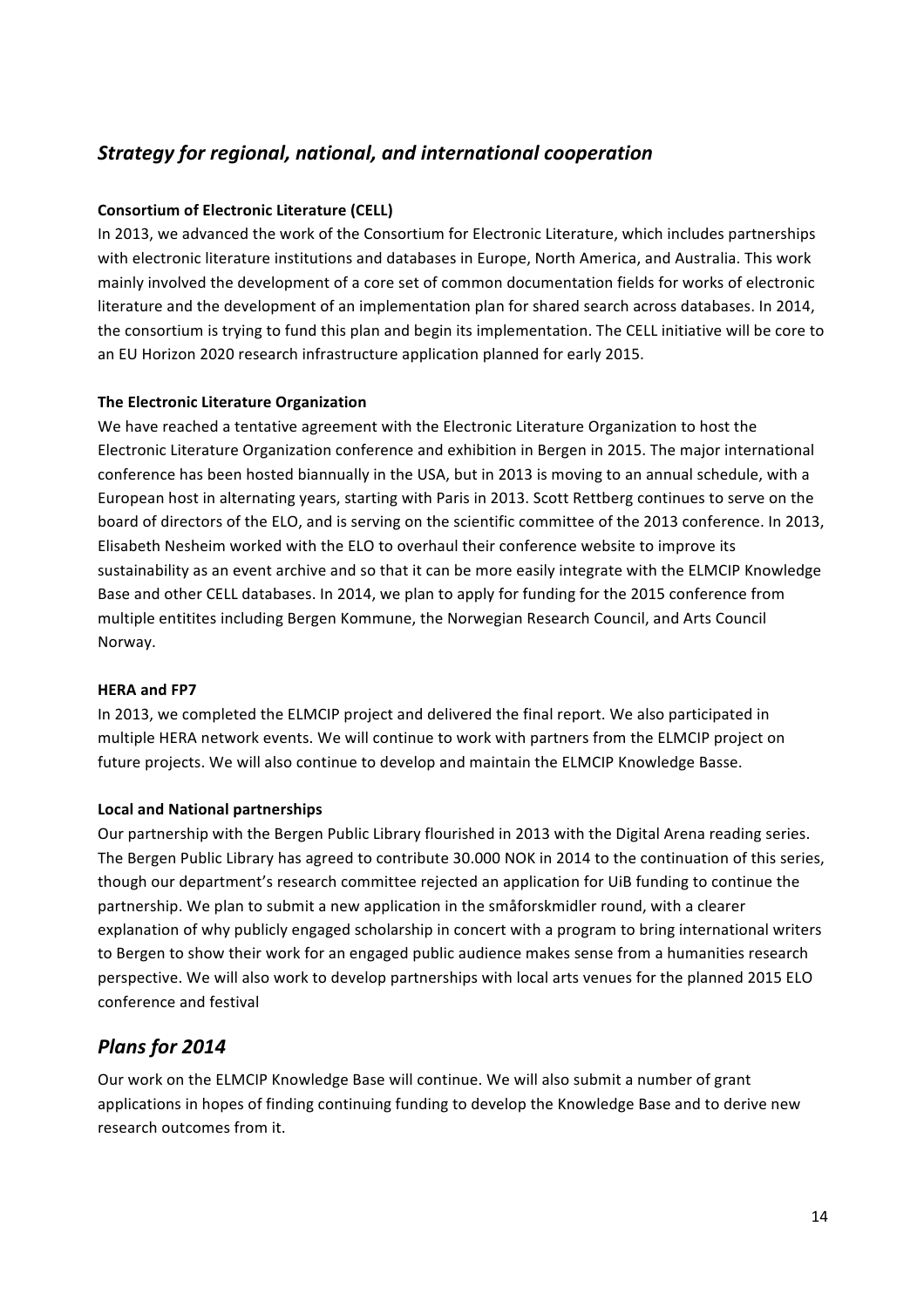## *Strategy for regional, national, and international cooperation*

**Consortium of Electronic Literature (CELL)**

In 2013, we advanced the work of the Consortium for Electronic Literature, which includes partnerships with electronic literature institutions and databases in Europe, North America, and Australia. This work mainly involved the development of a core set of common documentation fields for works of electronic literature and the development of an implementation plan for shared search across databases. In 2014, the consortium is trying to fund this plan and begin its implementation. The CELL initiative will be core to an EU Horizon 2020 research infrastructure application planned for early 2015.

**The Electronic Literature Organization**

We have reached a tentative agreement with the Electronic Literature Organization to host the Electronic Literature Organization conference and exhibition in Bergen in 2015. The major international conference has been hosted biannually in the USA, but in 2013 is moving to an annual schedule, with a European host in alternating years, starting with Paris in 2013. Scott Rettberg continues to serve on the board of directors of the ELO, and is serving on the scientific committee of the 2013 conference. In 2013, Elisabeth Nesheim worked with the ELO to overhaul their conference website to improve its sustainability as an event archive and so that it can be more easily integrate with the ELMCIP Knowledge Base and other CELL databases. In 2014, we plan to apply for funding for the 2015 conference from multiple entitites including Bergen Kommune, the Norwegian Research Council, and Arts Council Norway.

**HERA and FP7**

In 2013, we completed the ELMCIP project and delivered the final report. We also participated in multiple HERA network events. We will continue to work with partners from the ELMCIP project on future projects. We will also continue to develop and maintain the ELMCIP Knowledge Basse.

**Local and National partnerships**

Our partnership with the Bergen Public Library flourished in 2013 with the Digital Arena reading series. The Bergen Public Library has agreed to contribute 30.000 NOK in 2014 to the continuation of this series, though our department's research committee rejected an application for UiB funding to continue the partnership. We plan to submit a new application in the småforskmidler round, with a clearer explanation of why publicly engaged scholarship in concert with a program to bring international writers to Bergen to show their work for an engaged public audience makes sense from a humanities research perspective. We will also work to develop partnerships with local arts venues for the planned 2015 ELO conference and festival

## *Plans for 2014*

Our work on the ELMCIP Knowledge Base will continue. We will also submit a number of grant applications in hopes of finding continuing funding to develop the Knowledge Base and to derive new research outcomes from it.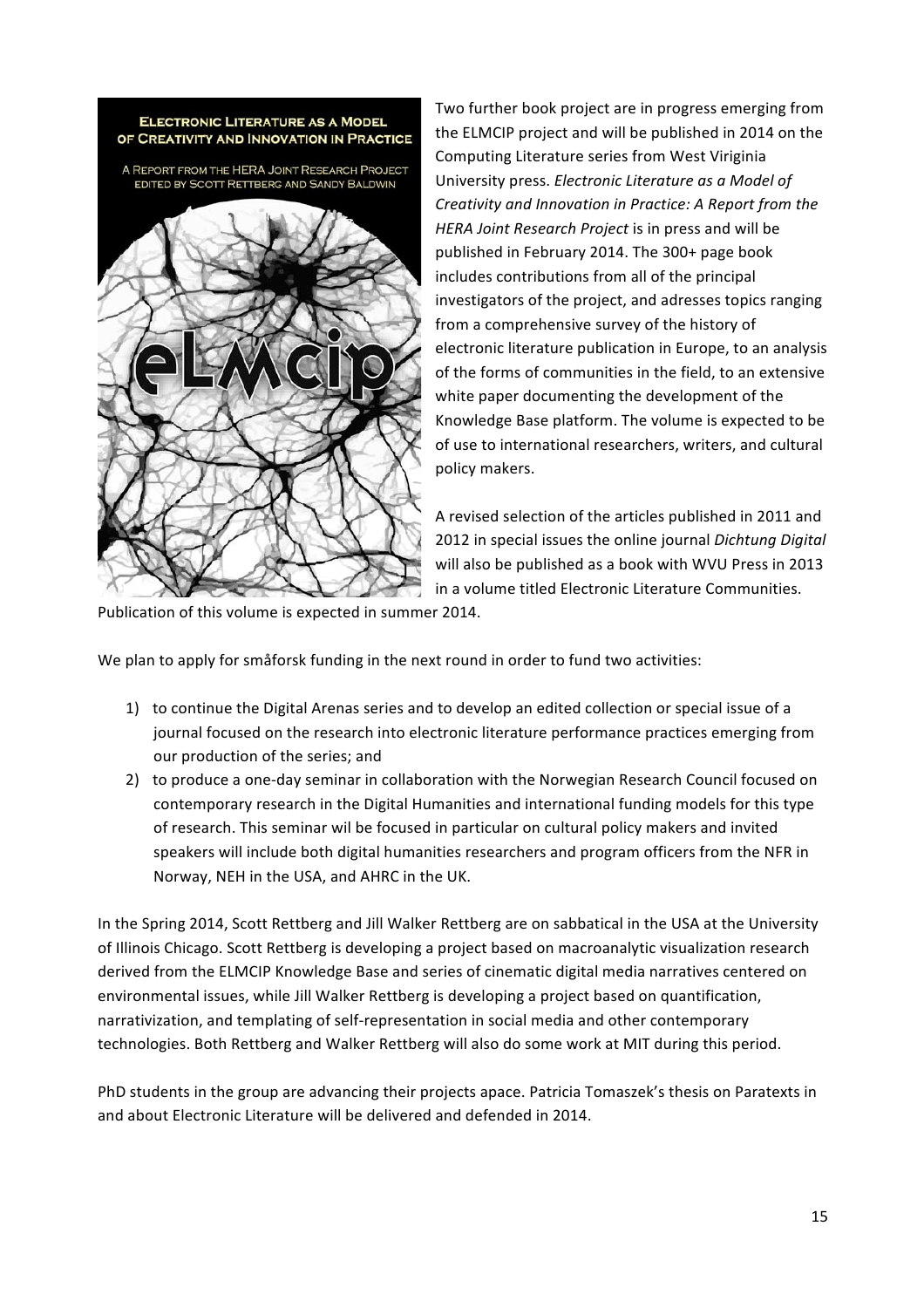Two further book project are in progress emerging from the ELMCIP project and will be published in 2014 on the Computing Literature series from West Viriginia University press. *Electronic Literature as a Model of Creativity and Innovation in Practice: A Report from the HERA Joint Research Project* is in press and will be published in February 2014. The 300+ page book includes contributions from all of the principal investigators of the project, and adresses topics ranging from a comprehensive survey of the history of electronic literature publication in Europe, to an analysis of the forms of communities in the field, to an extensive white paper documenting the development of the Knowledge Base platform. The volume is expected to be of use to international researchers, writers, and cultural policy makers.

A revised selection of the articles published in 2011 and 2012 in special issues the online journal *Dichtung Digital* will also be published as a book with WVU Press in 2013 in a volume titled Electronic Literature Communities. Publication of this volume is expected in summer 2014.

We plan to apply for småforsk funding in the next round in order to fund two activities:

1) to continue the Digital Arenas series and to develop an edited collection or special issue of a journal focused on the research into electronic literature performance practices emerging from our production of the series; and
2) to produce a one-day seminar in collaboration with the Norwegian Research Council focused on contemporary research in the Digital Humanities and international funding models for this type of research. This seminar wil be focused in particular on cultural policy makers and invited speakers will include both digital humanities researchers and program officers from the NFR in Norway, NEH in the USA, and AHRC in the UK.

In the Spring 2014, Scott Rettberg and Jill Walker Rettberg are on sabbatical in the USA at the University of Illinois Chicago. Scott Rettberg is developing a project based on macroanalytic visualization research derived from the ELMCIP Knowledge Base and series of cinematic digital media narratives centered on environmental issues, while Jill Walker Rettberg is developing a project based on quantification, narrativization, and templating of self-representation in social media and other contemporary technologies. Both Rettberg and Walker Rettberg will also do some work at MIT during this period.

PhD students in the group are advancing their projects apace. Patricia Tomaszek's thesis on Paratexts in and about Electronic Literature will be delivered and defended in 2014.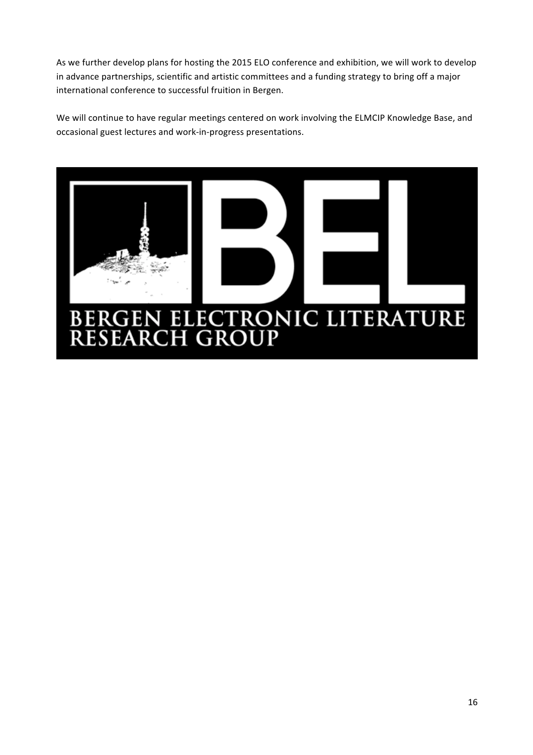As we further develop plans for hosting the 2015 ELO conference and exhibition, we will work to develop in advance partnerships, scientific and artistic committees and a funding strategy to bring off a major international conference to successful fruition in Bergen.

We will continue to have regular meetings centered on work involving the ELMCIP Knowledge Base, and occasional guest lectures and work-in-progress presentations.

BEL

BERGEN ELECTRONIC LITERATURE RESEARCH GROUP